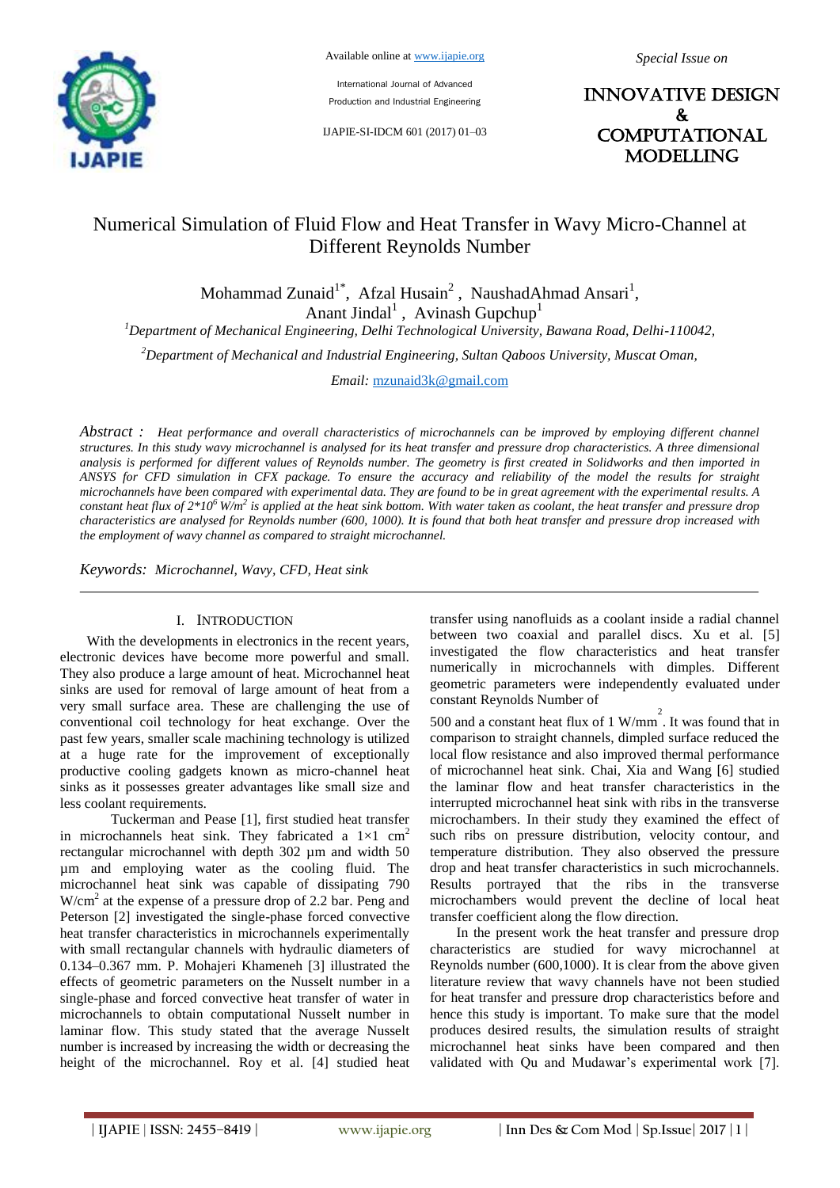Available online at www.ijapie.org

International Journal of Advanced Production and Industrial Engineering

IJAPIE-SI-IDCM 601 (2017) 01–03

*Special Issue on*

**INNOVATIVE DESIGN & COMPUTATIONAL MODELLING**

# Numerical Simulation of Fluid Flow and Heat Transfer in Wavy Micro-Channel at Different Reynolds Number

Mohammad Zunaid[1*], Afzal Husain[2], NaushadAhmad Ansari[1], Anant Jindal[1], Avinash Gupchup[1]

[1]*Department of Mechanical Engineering, Delhi Technological University, Bawana Road, Delhi-110042,*

[2]*Department of Mechanical and Industrial Engineering, Sultan Qaboos University, Muscat Oman,*

*Email:* mzunaid3k@gmail.com

*Abstract : Heat performance and overall characteristics of microchannels can be improved by employing different channel structures. In this study wavy microchannel is analysed for its heat transfer and pressure drop characteristics. A three dimensional analysis is performed for different values of Reynolds number. The geometry is first created in Solidworks and then imported in ANSYS for CFD simulation in CFX package. To ensure the accuracy and reliability of the model the results for straight microchannels have been compared with experimental data. They are found to be in great agreement with the experimental results. A constant heat flux of $2*10^6$ W/m$^2$ is applied at the heat sink bottom. With water taken as coolant, the heat transfer and pressure drop characteristics are analysed for Reynolds number (600, 1000). It is found that both heat transfer and pressure drop increased with the employment of wavy channel as compared to straight microchannel.*

*Keywords: Microchannel, Wavy, CFD, Heat sink*

## I. INTRODUCTION

With the developments in electronics in the recent years, electronic devices have become more powerful and small. They also produce a large amount of heat. Microchannel heat sinks are used for removal of large amount of heat from a very small surface area. These are challenging the use of conventional coil technology for heat exchange. Over the past few years, smaller scale machining technology is utilized at a huge rate for the improvement of exceptionally productive cooling gadgets known as micro-channel heat sinks as it possesses greater advantages like small size and less coolant requirements.

Tuckerman and Pease [1], first studied heat transfer in microchannels heat sink. They fabricated a $1\times1$ cm$^2$ rectangular microchannel with depth 302 µm and width 50 µm and employing water as the cooling fluid. The microchannel heat sink was capable of dissipating 790 W/cm$^2$ at the expense of a pressure drop of 2.2 bar. Peng and Peterson [2] investigated the single-phase forced convective heat transfer characteristics in microchannels experimentally with small rectangular channels with hydraulic diameters of 0.134–0.367 mm. P. Mohajeri Khameneh [3] illustrated the effects of geometric parameters on the Nusselt number in a single-phase and forced convective heat transfer of water in microchannels to obtain computational Nusselt number in laminar flow. This study stated that the average Nusselt number is increased by increasing the width or decreasing the height of the microchannel. Roy et al. [4] studied heat transfer using nanofluids as a coolant inside a radial channel between two coaxial and parallel discs. Xu et al. [5] investigated the flow characteristics and heat transfer numerically in microchannels with dimples. Different geometric parameters were independently evaluated under constant Reynolds Number of 500 and a constant heat flux of 1 W/mm$^2$. It was found that in comparison to straight channels, dimpled surface reduced the local flow resistance and also improved thermal performance of microchannel heat sink. Chai, Xia and Wang [6] studied the laminar flow and heat transfer characteristics in the interrupted microchannel heat sink with ribs in the transverse microchambers. In their study they examined the effect of such ribs on pressure distribution, velocity contour, and temperature distribution. They also observed the pressure drop and heat transfer characteristics in such microchannels. Results portrayed that the ribs in the transverse microchambers would prevent the decline of local heat transfer coefficient along the flow direction.

In the present work the heat transfer and pressure drop characteristics are studied for wavy microchannel at Reynolds number (600,1000). It is clear from the above given literature review that wavy channels have not been studied for heat transfer and pressure drop characteristics before and hence this study is important. To make sure that the model produces desired results, the simulation results of straight microchannel heat sinks have been compared and then validated with Qu and Mudawar's experimental work [7].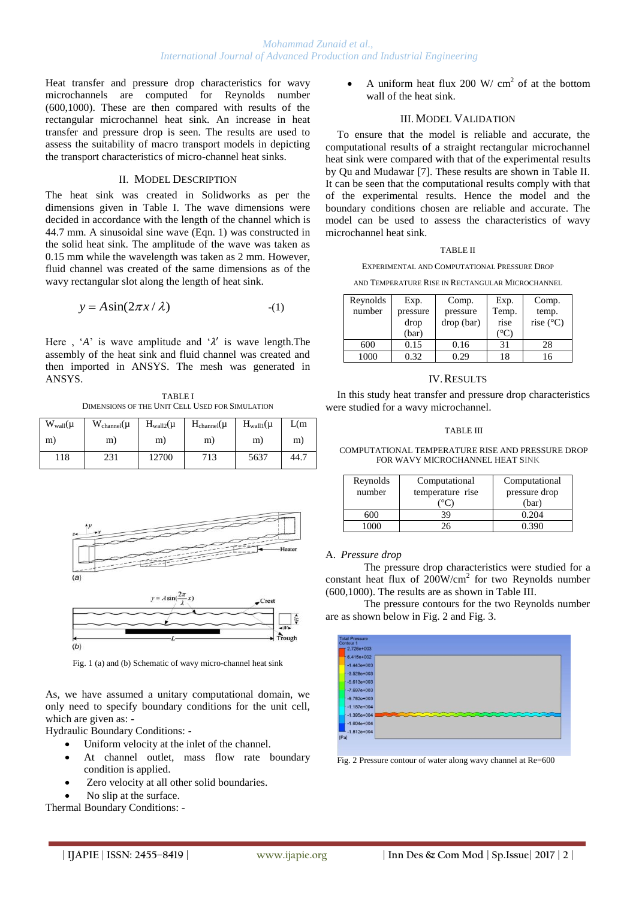Heat transfer and pressure drop characteristics for wavy microchannels are computed for Reynolds number (600,1000). These are then compared with results of the rectangular microchannel heat sink. An increase in heat transfer and pressure drop is seen. The results are used to assess the suitability of macro transport models in depicting the transport characteristics of micro-channel heat sinks.

## II. Model Description

The heat sink was created in Solidworks as per the dimensions given in Table I. The wave dimensions were decided in accordance with the length of the channel which is 44.7 mm. A sinusoidal sine wave (Eqn. 1) was constructed in the solid heat sink. The amplitude of the wave was taken as 0.15 mm while the wavelength was taken as 2 mm. However, fluid channel was created of the same dimensions as of the wavy rectangular slot along the length of heat sink.

$$y = A\sin(2\pi x/\lambda) \qquad -(1)$$

Here , '$A$' is wave amplitude and '$\lambda$' is wave length.The assembly of the heat sink and fluid channel was created and then imported in ANSYS. The mesh was generated in ANSYS.

TABLE I
Dimensions of the Unit Cell Used for Simulation

| $W_{wall}$(μm) | $W_{channel}$(μm) | $H_{wall2}$(μm) | $H_{channel}$(μm) | $H_{wall1}$(μm) | L(mm) |
|---|---|---|---|---|---|
| 118 | 231 | 12700 | 713 | 5637 | 44.7 |

Fig. 1 (a) and (b) Schematic of wavy micro-channel heat sink

As, we have assumed a unitary computational domain, we only need to specify boundary conditions for the unit cell, which are given as: -

Hydraulic Boundary Conditions: -

- Uniform velocity at the inlet of the channel.
- At channel outlet, mass flow rate boundary condition is applied.
- Zero velocity at all other solid boundaries.
- No slip at the surface.

Thermal Boundary Conditions: -

- A uniform heat flux 200 W/ $cm^2$ of at the bottom wall of the heat sink.

## III. Model Validation

To ensure that the model is reliable and accurate, the computational results of a straight rectangular microchannel heat sink were compared with that of the experimental results by Qu and Mudawar [7]. These results are shown in Table II. It can be seen that the computational results comply with that of the experimental results. Hence the model and the boundary conditions chosen are reliable and accurate. The model can be used to assess the characteristics of wavy microchannel heat sink.

TABLE II
Experimental and Computational Pressure Drop and Temperature Rise in Rectangular Microchannel

| Reynolds number | Exp. pressure drop (bar) | Comp. pressure drop (bar) | Exp. Temp. rise (°C) | Comp. temp. rise (°C) |
|---|---|---|---|---|
| 600 | 0.15 | 0.16 | 31 | 28 |
| 1000 | 0.32 | 0.29 | 18 | 16 |

## IV. Results

In this study heat transfer and pressure drop characteristics were studied for a wavy microchannel.

TABLE III
Computational Temperature Rise and Pressure Drop for Wavy Microchannel Heat Sink

| Reynolds number | Computational temperature rise (°C) | Computational pressure drop (bar) |
|---|---|---|
| 600 | 39 | 0.204 |
| 1000 | 26 | 0.390 |

### A. *Pressure drop*

The pressure drop characteristics were studied for a constant heat flux of 200W/$cm^2$ for two Reynolds number (600,1000). The results are as shown in Table III.

The pressure contours for the two Reynolds number are as shown below in Fig. 2 and Fig. 3.

Fig. 2 Pressure contour of water along wavy channel at Re=600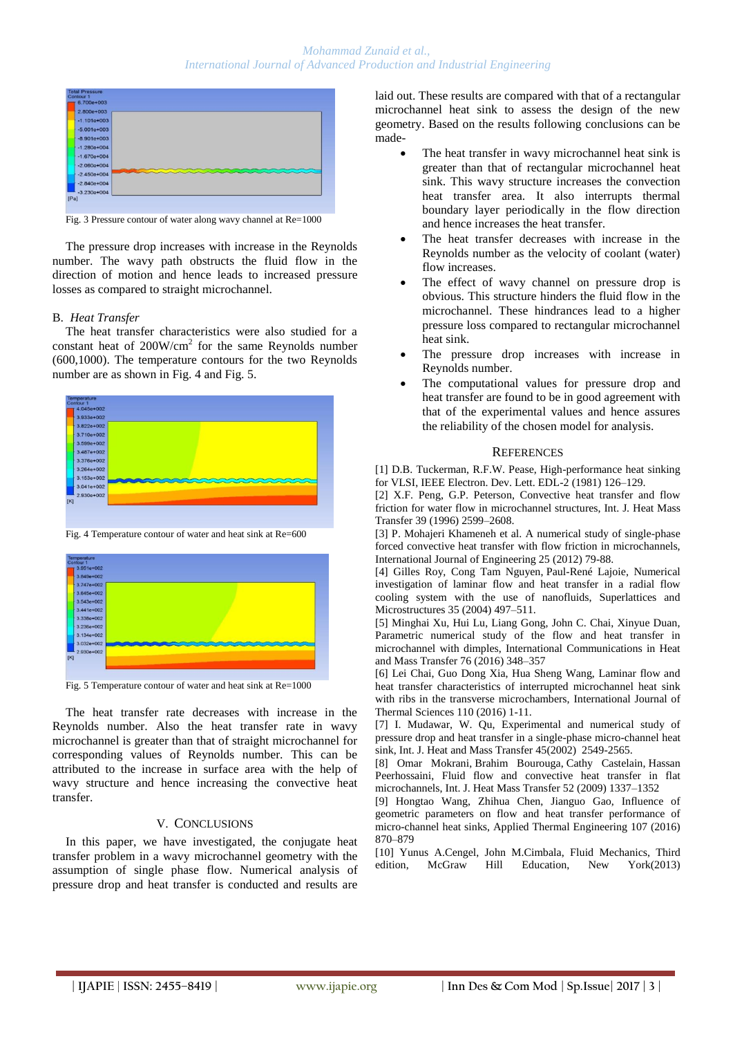Total Pressure
Contour 1
6.700e+003
2.800e+003
-1.101e+003
-5.001e+003
-8.901e+003
-1.280e+004
-1.670e+004
-2.060e+004
-2.450e+004
-2.840e+004
-3.230e+004
[Pa]

Fig. 3 Pressure contour of water along wavy channel at Re=1000

The pressure drop increases with increase in the Reynolds number. The wavy path obstructs the fluid flow in the direction of motion and hence leads to increased pressure losses as compared to straight microchannel.

### B. *Heat Transfer*

The heat transfer characteristics were also studied for a constant heat of 200W/cm$^2$ for the same Reynolds number (600,1000). The temperature contours for the two Reynolds number are as shown in Fig. 4 and Fig. 5.

Temperature
Contour 1
4.045e+002
3.933e+002
3.822e+002
3.710e+002
3.599e+002
3.487e+002
3.376e+002
3.264e+002
3.153e+002
3.041e+002
2.930e+002
[K]

Fig. 4 Temperature contour of water and heat sink at Re=600

Temperature
Contour 1
3.951e+002
3.849e+002
3.747e+002
3.645e+002
3.543e+002
3.441e+002
3.338e+002
3.236e+002
3.134e+002
3.032e+002
2.930e+002
[K]

Fig. 5 Temperature contour of water and heat sink at Re=1000

The heat transfer rate decreases with increase in the Reynolds number. Also the heat transfer rate in wavy microchannel is greater than that of straight microchannel for corresponding values of Reynolds number. This can be attributed to the increase in surface area with the help of wavy structure and hence increasing the convective heat transfer.

## V. CONCLUSIONS

In this paper, we have investigated, the conjugate heat transfer problem in a wavy microchannel geometry with the assumption of single phase flow. Numerical analysis of pressure drop and heat transfer is conducted and results are laid out. These results are compared with that of a rectangular microchannel heat sink to assess the design of the new geometry. Based on the results following conclusions can be made-

- The heat transfer in wavy microchannel heat sink is greater than that of rectangular microchannel heat sink. This wavy structure increases the convection heat transfer area. It also interrupts thermal boundary layer periodically in the flow direction and hence increases the heat transfer.
- The heat transfer decreases with increase in the Reynolds number as the velocity of coolant (water) flow increases.
- The effect of wavy channel on pressure drop is obvious. This structure hinders the fluid flow in the microchannel. These hindrances lead to a higher pressure loss compared to rectangular microchannel heat sink.
- The pressure drop increases with increase in Reynolds number.
- The computational values for pressure drop and heat transfer are found to be in good agreement with that of the experimental values and hence assures the reliability of the chosen model for analysis.

## REFERENCES

[1] D.B. Tuckerman, R.F.W. Pease, High-performance heat sinking for VLSI, IEEE Electron. Dev. Lett. EDL-2 (1981) 126–129.

[2] X.F. Peng, G.P. Peterson, Convective heat transfer and flow friction for water flow in microchannel structures, Int. J. Heat Mass Transfer 39 (1996) 2599–2608.

[3] P. Mohajeri Khameneh et al. A numerical study of single-phase forced convective heat transfer with flow friction in microchannels, International Journal of Engineering 25 (2012) 79-88.

[4] Gilles Roy, Cong Tam Nguyen, Paul-René Lajoie, Numerical investigation of laminar flow and heat transfer in a radial flow cooling system with the use of nanofluids, Superlattices and Microstructures 35 (2004) 497–511.

[5] Minghai Xu, Hui Lu, Liang Gong, John C. Chai, Xinyue Duan, Parametric numerical study of the flow and heat transfer in microchannel with dimples, International Communications in Heat and Mass Transfer 76 (2016) 348–357

[6] Lei Chai, Guo Dong Xia, Hua Sheng Wang, Laminar flow and heat transfer characteristics of interrupted microchannel heat sink with ribs in the transverse microchambers, International Journal of Thermal Sciences 110 (2016) 1-11.

[7] I. Mudawar, W. Qu, Experimental and numerical study of pressure drop and heat transfer in a single-phase micro-channel heat sink, Int. J. Heat and Mass Transfer 45(2002) 2549-2565.

[8] Omar Mokrani, Brahim Bourouga, Cathy Castelain, Hassan Peerhossaini, Fluid flow and convective heat transfer in flat microchannels, Int. J. Heat Mass Transfer 52 (2009) 1337–1352

[9] Hongtao Wang, Zhihua Chen, Jianguo Gao, Influence of geometric parameters on flow and heat transfer performance of micro-channel heat sinks, Applied Thermal Engineering 107 (2016) 870–879

[10] Yunus A.Cengel, John M.Cimbala, Fluid Mechanics, Third edition, McGraw Hill Education, New York(2013)